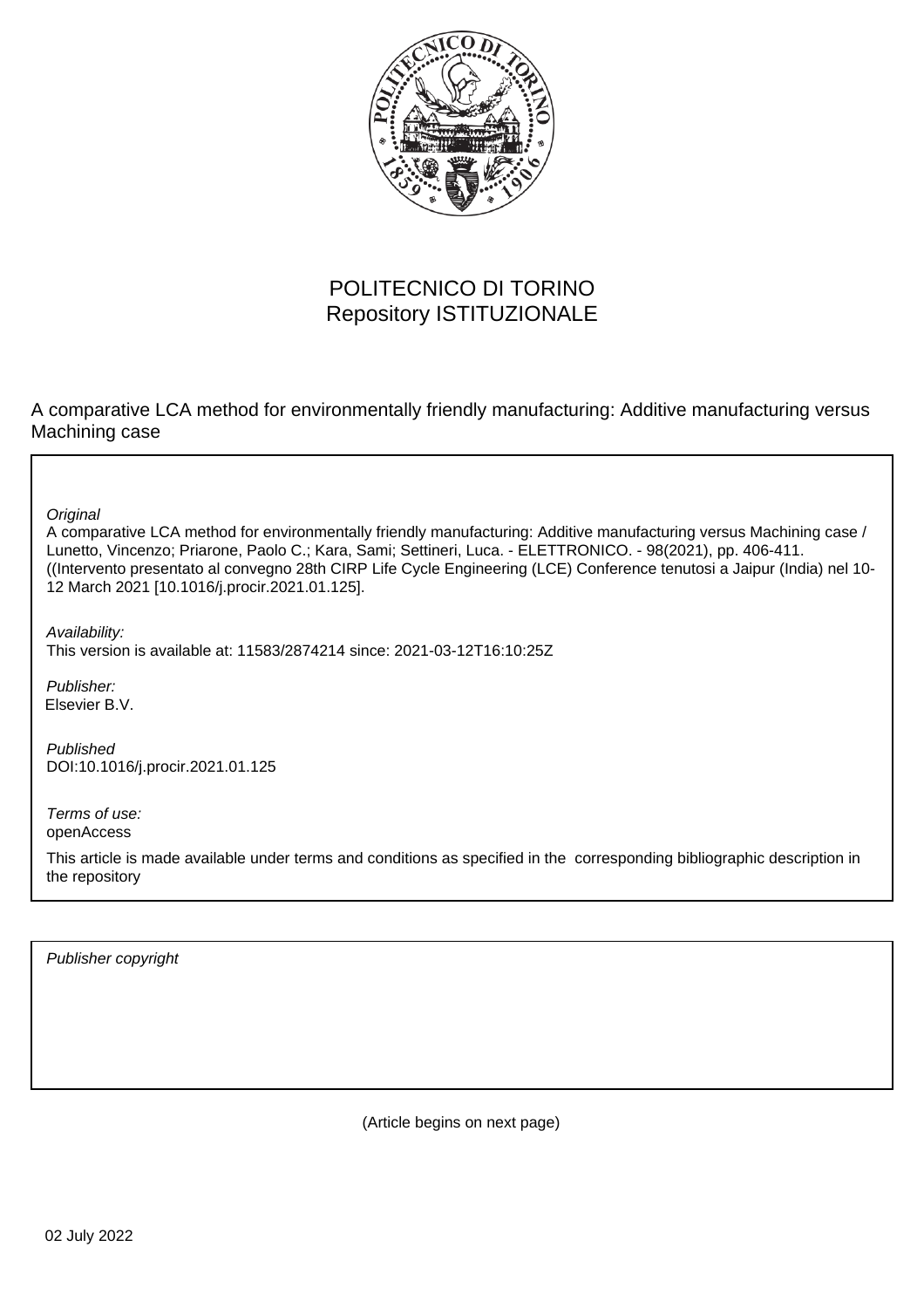POLITECNICO DI TORINO
Repository ISTITUZIONALE

A comparative LCA method for environmentally friendly manufacturing: Additive manufacturing versus Machining case

*Original*
A comparative LCA method for environmentally friendly manufacturing: Additive manufacturing versus Machining case / Lunetto, Vincenzo; Priarone, Paolo C.; Kara, Sami; Settineri, Luca. - ELETTRONICO. - 98(2021), pp. 406-411. ((Intervento presentato al convegno 28th CIRP Life Cycle Engineering (LCE) Conference tenutosi a Jaipur (India) nel 10-12 March 2021 [10.1016/j.procir.2021.01.125].

*Availability:*
This version is available at: 11583/2874214 since: 2021-03-12T16:10:25Z

*Publisher:*
Elsevier B.V.

*Published*
DOI:10.1016/j.procir.2021.01.125

*Terms of use:*
openAccess

This article is made available under terms and conditions as specified in the corresponding bibliographic description in the repository

*Publisher copyright*

(Article begins on next page)

02 July 2022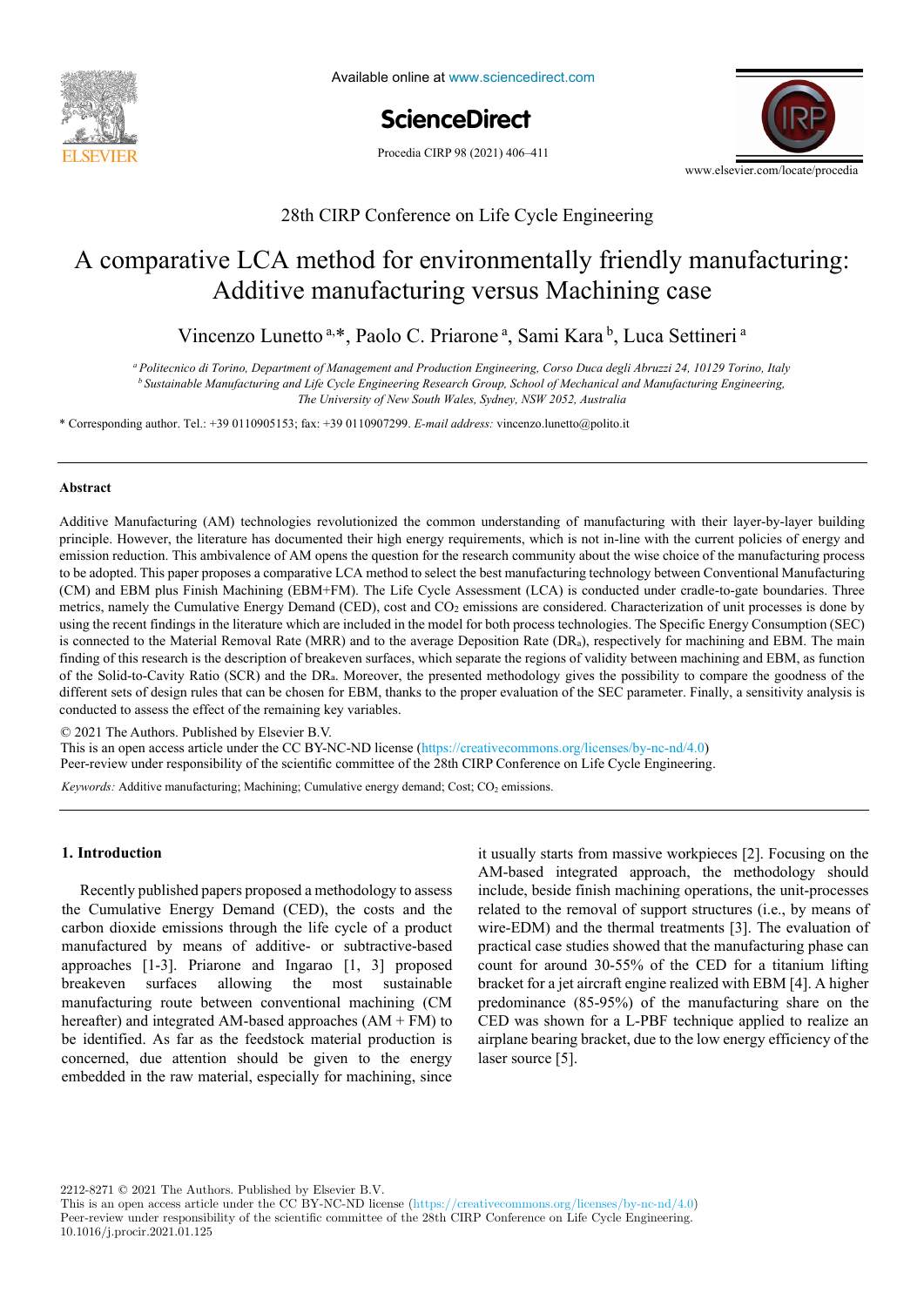# A comparative LCA method for environmentally friendly manufacturing: Additive manufacturing versus Machining case

Vincenzo Lunetto [a,*], Paolo C. Priarone [a], Sami Kara [b], Luca Settineri [a]

[a] *Politecnico di Torino, Department of Management and Production Engineering, Corso Duca degli Abruzzi 24, 10129 Torino, Italy*

[b] *Sustainable Manufacturing and Life Cycle Engineering Research Group, School of Mechanical and Manufacturing Engineering, The University of New South Wales, Sydney, NSW 2052, Australia*

\* Corresponding author. Tel.: +39 0110905153; fax: +39 0110907299. *E-mail address:* vincenzo.lunetto@polito.it

## Abstract

Additive Manufacturing (AM) technologies revolutionized the common understanding of manufacturing with their layer-by-layer building principle. However, the literature has documented their high energy requirements, which is not in-line with the current policies of energy and emission reduction. This ambivalence of AM opens the question for the research community about the wise choice of the manufacturing process to be adopted. This paper proposes a comparative LCA method to select the best manufacturing technology between Conventional Manufacturing (CM) and EBM plus Finish Machining (EBM+FM). The Life Cycle Assessment (LCA) is conducted under cradle-to-gate boundaries. Three metrics, namely the Cumulative Energy Demand (CED), cost and $CO_2$ emissions are considered. Characterization of unit processes is done by using the recent findings in the literature which are included in the model for both process technologies. The Specific Energy Consumption (SEC) is connected to the Material Removal Rate (MRR) and to the average Deposition Rate ($DR_a$), respectively for machining and EBM. The main finding of this research is the description of breakeven surfaces, which separate the regions of validity between machining and EBM, as function of the Solid-to-Cavity Ratio (SCR) and the $DR_a$. Moreover, the presented methodology gives the possibility to compare the goodness of the different sets of design rules that can be chosen for EBM, thanks to the proper evaluation of the SEC parameter. Finally, a sensitivity analysis is conducted to assess the effect of the remaining key variables.

© 2021 The Authors. Published by Elsevier B.V.
This is an open access article under the CC BY-NC-ND license (https://creativecommons.org/licenses/by-nc-nd/4.0)
Peer-review under responsibility of the scientific committee of the 28th CIRP Conference on Life Cycle Engineering.

*Keywords:* Additive manufacturing; Machining; Cumulative energy demand; Cost; $CO_2$ emissions.

## 1. Introduction

Recently published papers proposed a methodology to assess the Cumulative Energy Demand (CED), the costs and the carbon dioxide emissions through the life cycle of a product manufactured by means of additive- or subtractive-based approaches [1-3]. Priarone and Ingarao [1, 3] proposed breakeven surfaces allowing the most sustainable manufacturing route between conventional machining (CM hereafter) and integrated AM-based approaches (AM + FM) to be identified. As far as the feedstock material production is concerned, due attention should be given to the energy embedded in the raw material, especially for machining, since it usually starts from massive workpieces [2]. Focusing on the AM-based integrated approach, the methodology should include, beside finish machining operations, the unit-processes related to the removal of support structures (i.e., by means of wire-EDM) and the thermal treatments [3]. The evaluation of practical case studies showed that the manufacturing phase can count for around 30-55% of the CED for a titanium lifting bracket for a jet aircraft engine realized with EBM [4]. A higher predominance (85-95%) of the manufacturing share on the CED was shown for a L-PBF technique applied to realize an airplane bearing bracket, due to the low energy efficiency of the laser source [5].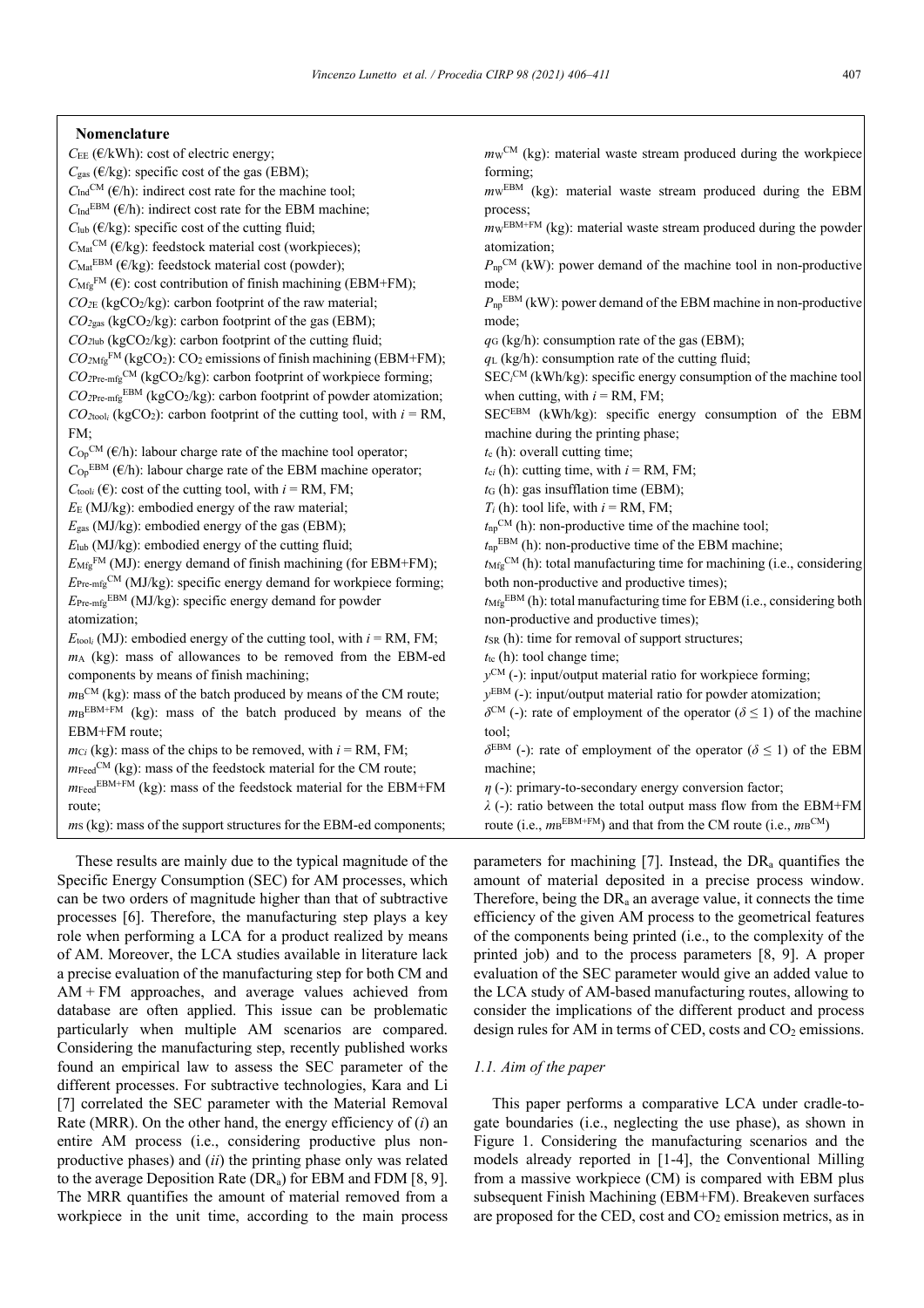## Nomenclature

$C_{EE}$ (€/kWh): cost of electric energy;
$C_{gas}$ (€/kg): specific cost of the gas (EBM);
$C_{Ind}^{CM}$ (€/h): indirect cost rate for the machine tool;
$C_{Ind}^{EBM}$ (€/h): indirect cost rate for the EBM machine;
$C_{lub}$ (€/kg): specific cost of the cutting fluid;
$C_{Mat}^{CM}$ (€/kg): feedstock material cost (workpieces);
$C_{Mat}^{EBM}$ (€/kg): feedstock material cost (powder);
$C_{Mfg}^{FM}$ (€): cost contribution of finish machining (EBM+FM);
$CO_{2E}$ (kg$CO_2$/kg): carbon footprint of the raw material;
$CO_{2gas}$ (kg$CO_2$/kg): carbon footprint of the gas (EBM);
$CO_{2lub}$ (kg$CO_2$/kg): carbon footprint of the cutting fluid;
$CO_{2Mfg}^{FM}$ (kg$CO_2$): $CO_2$ emissions of finish machining (EBM+FM);
$CO_{2Pre\text{-}mfg}^{CM}$ (kg$CO_2$/kg): carbon footprint of workpiece forming;
$CO_{2Pre\text{-}mfg}^{EBM}$ (kg$CO_2$/kg): carbon footprint of powder atomization;
$CO_{2tool_i}$ (kg$CO_2$): carbon footprint of the cutting tool, with $i$ = RM, FM;
$C_{Op}^{CM}$ (€/h): labour charge rate of the machine tool operator;
$C_{Op}^{EBM}$ (€/h): labour charge rate of the EBM machine operator;
$C_{tool_i}$ (€): cost of the cutting tool, with $i$ = RM, FM;
$E_E$ (MJ/kg): embodied energy of the raw material;
$E_{gas}$ (MJ/kg): embodied energy of the gas (EBM);
$E_{lub}$ (MJ/kg): embodied energy of the cutting fluid;
$E_{Mfg}^{FM}$ (MJ): energy demand of finish machining (for EBM+FM);
$E_{Pre\text{-}mfg}^{CM}$ (MJ/kg): specific energy demand for workpiece forming;
$E_{Pre\text{-}mfg}^{EBM}$ (MJ/kg): specific energy demand for powder atomization;
$E_{tool_i}$ (MJ): embodied energy of the cutting tool, with $i$ = RM, FM;
$m_A$ (kg): mass of allowances to be removed from the EBM-ed components by means of finish machining;
$m_B^{CM}$ (kg): mass of the batch produced by means of the CM route;
$m_B^{EBM+FM}$ (kg): mass of the batch produced by means of the EBM+FM route;
$m_{Ci}$ (kg): mass of the chips to be removed, with $i$ = RM, FM;
$m_{Feed}^{CM}$ (kg): mass of the feedstock material for the CM route;
$m_{Feed}^{EBM+FM}$ (kg): mass of the feedstock material for the EBM+FM route;
$m_S$ (kg): mass of the support structures for the EBM-ed components;
$m_W^{CM}$ (kg): material waste stream produced during the workpiece forming;
$m_W^{EBM}$ (kg): material waste stream produced during the EBM process;
$m_W^{EBM+FM}$ (kg): material waste stream produced during the powder atomization;
$P_{np}^{CM}$ (kW): power demand of the machine tool in non-productive mode;
$P_{np}^{EBM}$ (kW): power demand of the EBM machine in non-productive mode;
$q_G$ (kg/h): consumption rate of the gas (EBM);
$q_L$ (kg/h): consumption rate of the cutting fluid;
$SEC_i^{CM}$ (kWh/kg): specific energy consumption of the machine tool when cutting, with $i$ = RM, FM;
$SEC^{EBM}$ (kWh/kg): specific energy consumption of the EBM machine during the printing phase;
$t_c$ (h): overall cutting time;
$t_{ci}$ (h): cutting time, with $i$ = RM, FM;
$t_G$ (h): gas insufflation time (EBM);
$T_i$ (h): tool life, with $i$ = RM, FM;
$t_{np}^{CM}$ (h): non-productive time of the machine tool;
$t_{np}^{EBM}$ (h): non-productive time of the EBM machine;
$t_{Mfg}^{CM}$ (h): total manufacturing time for machining (i.e., considering both non-productive and productive times);
$t_{Mfg}^{EBM}$ (h): total manufacturing time for EBM (i.e., considering both non-productive and productive times);
$t_{SR}$ (h): time for removal of support structures;
$t_{tc}$ (h): tool change time;
$y^{CM}$ (-): input/output material ratio for workpiece forming;
$y^{EBM}$ (-): input/output material ratio for powder atomization;
$\delta^{CM}$ (-): rate of employment of the operator ($\delta \leq 1$) of the machine tool;
$\delta^{EBM}$ (-): rate of employment of the operator ($\delta \leq 1$) of the EBM machine;
$\eta$ (-): primary-to-secondary energy conversion factor;
$\lambda$ (-): ratio between the total output mass flow from the EBM+FM route (i.e., $m_B^{EBM+FM}$) and that from the CM route (i.e., $m_B^{CM}$)

These results are mainly due to the typical magnitude of the Specific Energy Consumption (SEC) for AM processes, which can be two orders of magnitude higher than that of subtractive processes [6]. Therefore, the manufacturing step plays a key role when performing a LCA for a product realized by means of AM. Moreover, the LCA studies available in literature lack a precise evaluation of the manufacturing step for both CM and AM + FM approaches, and average values achieved from database are often applied. This issue can be problematic particularly when multiple AM scenarios are compared. Considering the manufacturing step, recently published works found an empirical law to assess the SEC parameter of the different processes. For subtractive technologies, Kara and Li [7] correlated the SEC parameter with the Material Removal Rate (MRR). On the other hand, the energy efficiency of (*i*) an entire AM process (i.e., considering productive plus non-productive phases) and (*ii*) the printing phase only was related to the average Deposition Rate ($DR_a$) for EBM and FDM [8, 9]. The MRR quantifies the amount of material removed from a workpiece in the unit time, according to the main process parameters for machining [7]. Instead, the $DR_a$ quantifies the amount of material deposited in a precise process window. Therefore, being the $DR_a$ an average value, it connects the time efficiency of the given AM process to the geometrical features of the components being printed (i.e., to the complexity of the printed job) and to the process parameters [8, 9]. A proper evaluation of the SEC parameter would give an added value to the LCA study of AM-based manufacturing routes, allowing to consider the implications of the different product and process design rules for AM in terms of CED, costs and $CO_2$ emissions.

### *1.1. Aim of the paper*

This paper performs a comparative LCA under cradle-to-gate boundaries (i.e., neglecting the use phase), as shown in Figure 1. Considering the manufacturing scenarios and the models already reported in [1-4], the Conventional Milling from a massive workpiece (CM) is compared with EBM plus subsequent Finish Machining (EBM+FM). Breakeven surfaces are proposed for the CED, cost and $CO_2$ emission metrics, as in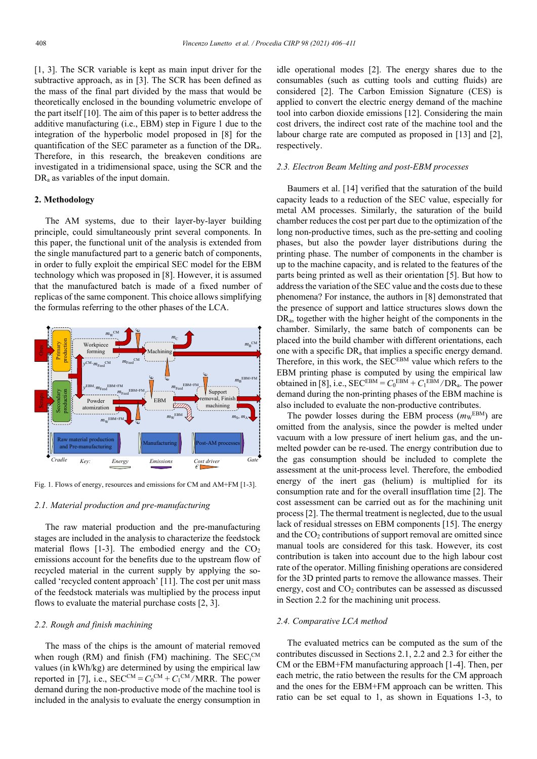[1, 3]. The SCR variable is kept as main input driver for the subtractive approach, as in [3]. The SCR has been defined as the mass of the final part divided by the mass that would be theoretically enclosed in the bounding volumetric envelope of the part itself [10]. The aim of this paper is to better address the additive manufacturing (i.e., EBM) step in Figure 1 due to the integration of the hyperbolic model proposed in [8] for the quantification of the SEC parameter as a function of the $DR_a$. Therefore, in this research, the breakeven conditions are investigated in a tridimensional space, using the SCR and the $DR_a$ as variables of the input domain.

## 2. Methodology

The AM systems, due to their layer-by-layer building principle, could simultaneously print several components. In this paper, the functional unit of the analysis is extended from the single manufactured part to a generic batch of components, in order to fully exploit the empirical SEC model for the EBM technology which was proposed in [8]. However, it is assumed that the manufactured batch is made of a fixed number of replicas of the same component. This choice allows simplifying the formulas referring to the other phases of the LCA.

Fig. 1. Flows of energy, resources and emissions for CM and AM+FM [1-3].

### 2.1. Material production and pre-manufacturing

The raw material production and the pre-manufacturing stages are included in the analysis to characterize the feedstock material flows [1-3]. The embodied energy and the $CO_2$ emissions account for the benefits due to the upstream flow of recycled material in the current supply by applying the so-called 'recycled content approach' [11]. The cost per unit mass of the feedstock materials was multiplied by the process input flows to evaluate the material purchase costs [2, 3].

### 2.2. Rough and finish machining

The mass of the chips is the amount of material removed when rough (RM) and finish (FM) machining. The $SEC_i^{CM}$ values (in kWh/kg) are determined by using the empirical law reported in [7], i.e., $SEC_i^{CM} = C_0^{CM} + C_1^{CM}/MRR$. The power demand during the non-productive mode of the machine tool is included in the analysis to evaluate the energy consumption in idle operational modes [2]. The energy shares due to the consumables (such as cutting tools and cutting fluids) are considered [2]. The Carbon Emission Signature (CES) is applied to convert the electric energy demand of the machine tool into carbon dioxide emissions [12]. Considering the main cost drivers, the indirect cost rate of the machine tool and the labour charge rate are computed as proposed in [13] and [2], respectively.

### 2.3. Electron Beam Melting and post-EBM processes

Baumers et al. [14] verified that the saturation of the build capacity leads to a reduction of the SEC value, especially for metal AM processes. Similarly, the saturation of the build chamber reduces the cost per part due to the optimization of the long non-productive times, such as the pre-setting and cooling phases, but also the powder layer distributions during the printing phase. The number of components in the chamber is up to the machine capacity, and is related to the features of the parts being printed as well as their orientation [5]. But how to address the variation of the SEC value and the costs due to these phenomena? For instance, the authors in [8] demonstrated that the presence of support and lattice structures slows down the $DR_a$, together with the higher height of the components in the chamber. Similarly, the same batch of components can be placed into the build chamber with different orientations, each one with a specific $DR_a$ that implies a specific energy demand. Therefore, in this work, the $SEC^{EBM}$ value which refers to the EBM printing phase is computed by using the empirical law obtained in [8], i.e., $SEC^{EBM} = C_0^{EBM} + C_1^{EBM}/DR_a$. The power demand during the non-printing phases of the EBM machine is also included to evaluate the non-productive contributes.

The powder losses during the EBM process ($m_W^{EBM}$) are omitted from the analysis, since the powder is melted under vacuum with a low pressure of inert helium gas, and the un-melted powder can be re-used. The energy contribution due to the gas consumption should be included to complete the assessment at the unit-process level. Therefore, the embodied energy of the inert gas (helium) is multiplied for its consumption rate and for the overall insufflation time [2]. The cost assessment can be carried out as for the machining unit process [2]. The thermal treatment is neglected, due to the usual lack of residual stresses on EBM components [15]. The energy and the $CO_2$ contributions of support removal are omitted since manual tools are considered for this task. However, its cost contribution is taken into account due to the high labour cost rate of the operator. Milling finishing operations are considered for the 3D printed parts to remove the allowance masses. Their energy, cost and $CO_2$ contributes can be assessed as discussed in Section 2.2 for the machining unit process.

### 2.4. Comparative LCA method

The evaluated metrics can be computed as the sum of the contributes discussed in Sections 2.1, 2.2 and 2.3 for either the CM or the EBM+FM manufacturing approach [1-4]. Then, per each metric, the ratio between the results for the CM approach and the ones for the EBM+FM approach can be written. This ratio can be set equal to 1, as shown in Equations 1-3, to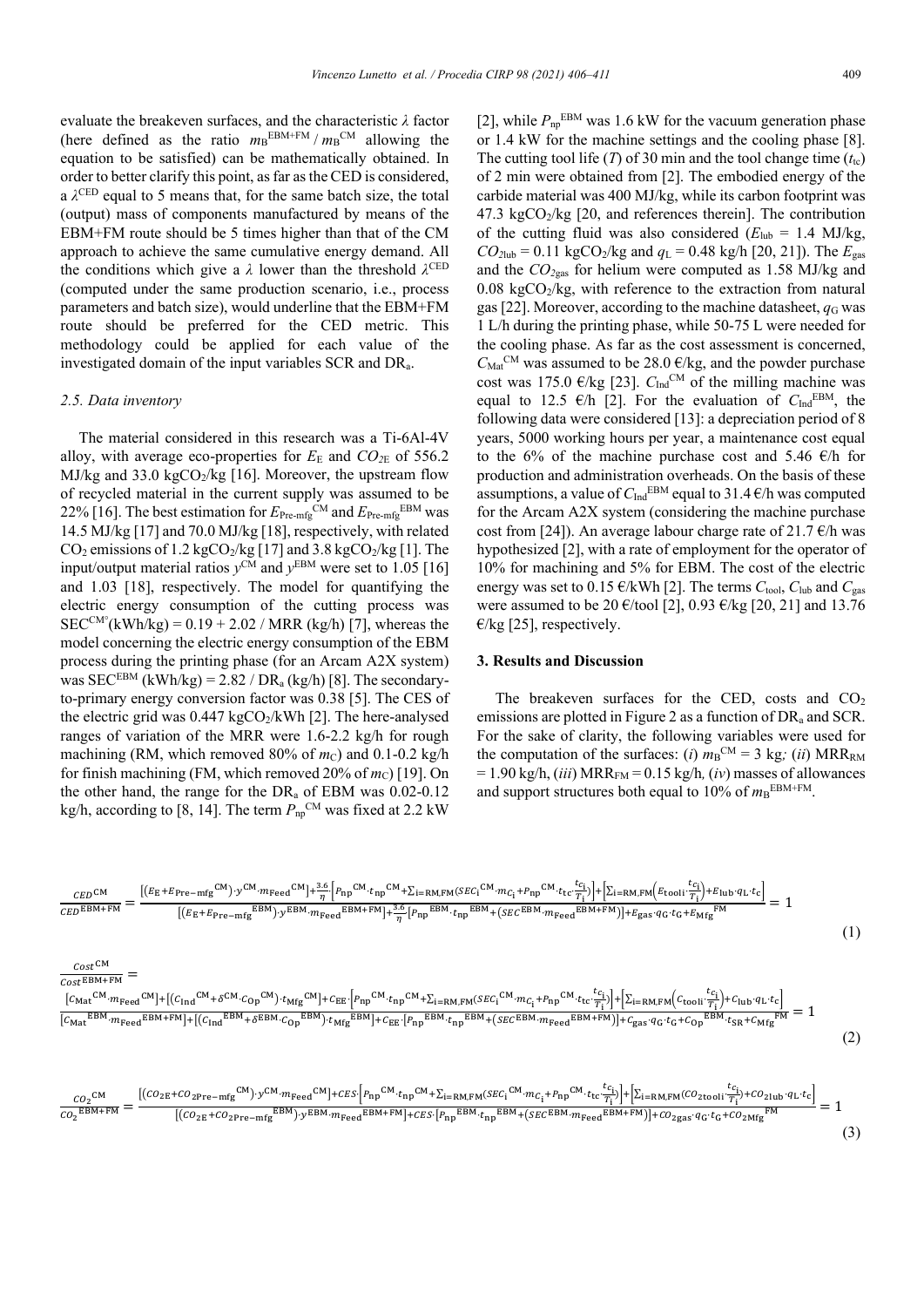evaluate the breakeven surfaces, and the characteristic $\lambda$ factor (here defined as the ratio $m_B^{EBM+FM} / m_B^{CM}$ allowing the equation to be satisfied) can be mathematically obtained. In order to better clarify this point, as far as the CED is considered, a $\lambda^{CED}$ equal to 5 means that, for the same batch size, the total (output) mass of components manufactured by means of the EBM+FM route should be 5 times higher than that of the CM approach to achieve the same cumulative energy demand. All the conditions which give a $\lambda$ lower than the threshold $\lambda^{CED}$ (computed under the same production scenario, i.e., process parameters and batch size), would underline that the EBM+FM route should be preferred for the CED metric. This methodology could be applied for each value of the investigated domain of the input variables SCR and $DR_a$.

### 2.5. Data inventory

The material considered in this research was a Ti-6Al-4V alloy, with average eco-properties for $E_E$ and $CO_{2E}$ of 556.2 MJ/kg and 33.0 kg$CO_2$/kg [16]. Moreover, the upstream flow of recycled material in the current supply was assumed to be 22% [16]. The best estimation for $E_{Pre\text{-}mfg}^{CM}$ and $E_{Pre\text{-}mfg}^{EBM}$ was 14.5 MJ/kg [17] and 70.0 MJ/kg [18], respectively, with related $CO_2$ emissions of 1.2 kg$CO_2$/kg [17] and 3.8 kg$CO_2$/kg [1]. The input/output material ratios $y^{CM}$ and $y^{EBM}$ were set to 1.05 [16] and 1.03 [18], respectively. The model for quantifying the electric energy consumption of the cutting process was $SEC^{CM^\circ}$(kWh/kg) = 0.19 + 2.02 / MRR (kg/h) [7], whereas the model concerning the electric energy consumption of the EBM process during the printing phase (for an Arcam A2X system) was $SEC^{EBM}$ (kWh/kg) = 2.82 / $DR_a$ (kg/h) [8]. The secondary-to-primary energy conversion factor was 0.38 [5]. The CES of the electric grid was 0.447 kg$CO_2$/kWh [2]. The here-analysed ranges of variation of the MRR were 1.6-2.2 kg/h for rough machining (RM, which removed 80% of $m_C$) and 0.1-0.2 kg/h for finish machining (FM, which removed 20% of $m_C$) [19]. On the other hand, the range for the $DR_a$ of EBM was 0.02-0.12 kg/h, according to [8, 14]. The term $P_{np}^{CM}$ was fixed at 2.2 kW [2], while $P_{np}^{EBM}$ was 1.6 kW for the vacuum generation phase or 1.4 kW for the machine settings and the cooling phase [8]. The cutting tool life ($T$) of 30 min and the tool change time ($t_{tc}$) of 2 min were obtained from [2]. The embodied energy of the carbide material was 400 MJ/kg, while its carbon footprint was 47.3 kg$CO_2$/kg [20, and references therein]. The contribution of the cutting fluid was also considered ($E_{lub}$ = 1.4 MJ/kg, $CO_{2lub}$ = 0.11 kg$CO_2$/kg and $q_L$ = 0.48 kg/h [20, 21]). The $E_{gas}$ and the $CO_{2gas}$ for helium were computed as 1.58 MJ/kg and 0.08 kg$CO_2$/kg, with reference to the extraction from natural gas [22]. Moreover, according to the machine datasheet, $q_G$ was 1 L/h during the printing phase, while 50-75 L were needed for the cooling phase. As far as the cost assessment is concerned, $C_{Mat}^{CM}$ was assumed to be 28.0 €/kg, and the powder purchase cost was 175.0 €/kg [23]. $C_{Ind}^{CM}$ of the milling machine was equal to 12.5 €/h [2]. For the evaluation of $C_{Ind}^{EBM}$, the following data were considered [13]: a depreciation period of 8 years, 5000 working hours per year, a maintenance cost equal to the 6% of the machine purchase cost and 5.46 €/h for production and administration overheads. On the basis of these assumptions, a value of $C_{Ind}^{EBM}$ equal to 31.4 €/h was computed for the Arcam A2X system (considering the machine purchase cost from [24]). An average labour charge rate of 21.7 €/h was hypothesized [2], with a rate of employment for the operator of 10% for machining and 5% for EBM. The cost of the electric energy was set to 0.15 €/kWh [2]. The terms $C_{tool}$, $C_{lub}$ and $C_{gas}$ were assumed to be 20 €/tool [2], 0.93 €/kg [20, 21] and 13.76 €/kg [25], respectively.

## 3. Results and Discussion

The breakeven surfaces for the CED, costs and $CO_2$ emissions are plotted in Figure 2 as a function of $DR_a$ and SCR. For the sake of clarity, the following variables were used for the computation of the surfaces: (*i*) $m_B^{CM}$ = 3 kg; (*ii*) $MRR_{RM}$ = 1.90 kg/h, (*iii*) $MRR_{FM}$ = 0.15 kg/h, (*iv*) masses of allowances and support structures both equal to 10% of $m_B^{EBM+FM}$.

$$\frac{CED^{CM}}{CED^{EBM+FM}} = \frac{\left[\left(E_E+E_{Pre-mfg}^{CM}\right)\cdot y^{CM}\cdot m_{Feed}^{CM}\right]+\frac{3.6}{\eta}\left[P_{np}^{CM}\cdot t_{np}^{CM}+\sum_{i=RM,FM}\left(SEC_i^{CM}\cdot m_{C_i}+P_{np}^{CM}\cdot t_{tc}\cdot\frac{t_{C_i}}{T_i}\right)\right]+\left[\sum_{i=RM,FM}\left(E_{tool i}\cdot\frac{t_{C_i}}{T_i}\right)+E_{lub}\cdot q_L\cdot t_C\right]}{\left[\left(E_E+E_{Pre-mfg}^{EBM}\right)\cdot y^{EBM}\cdot m_{Feed}^{EBM+FM}\right]+\frac{3.6}{\eta}\left[P_{np}^{EBM}\cdot t_{np}^{EBM}+\left(SEC^{EBM}\cdot m_{Feed}^{EBM+FM}\right)\right]+E_{gas}\cdot q_G\cdot t_G+E_{Mfg}^{FM}} = 1 \tag{1}$$

$$\frac{Cost^{CM}}{Cost^{EBM+FM}} = \frac{\left[C_{Mat}^{CM}\cdot m_{Feed}^{CM}\right]+\left[\left(C_{Ind}^{CM}+\delta^{CM}\cdot C_{Op}^{CM}\right)\cdot t_{Mfg}^{CM}\right]+C_{EE}\cdot\left[P_{np}^{CM}\cdot t_{np}^{CM}+\sum_{i=RM,FM}\left(SEC_i^{CM}\cdot m_{C_i}+P_{np}^{CM}\cdot t_{tc}\cdot\frac{t_{C_i}}{T_i}\right)\right]+\left[\sum_{i=RM,FM}\left(C_{tool i}\cdot\frac{t_{C_i}}{T_i}\right)+C_{lub}\cdot q_L\cdot t_C\right]}{\left[C_{Mat}^{EBM}\cdot m_{Feed}^{EBM+FM}\right]+\left[\left(C_{Ind}^{EBM}+\delta^{EBM}\cdot C_{Op}^{EBM}\right)\cdot t_{Mfg}^{EBM}\right]+C_{EE}\cdot\left[P_{np}^{EBM}\cdot t_{np}^{EBM}+\left(SEC^{EBM}\cdot m_{Feed}^{EBM+FM}\right)\right]+C_{gas}\cdot q_G\cdot t_G+C_{Op}^{EBM}\cdot t_{SR}+C_{Mfg}^{FM}} = 1 \tag{2}$$

$$\frac{CO_2^{CM}}{CO_2^{EBM+FM}} = \frac{\left[\left(CO_{2E}+CO_{2Pre-mfg}^{CM}\right)\cdot y^{CM}\cdot m_{Feed}^{CM}\right]+CES\cdot\left[P_{np}^{CM}\cdot t_{np}^{CM}+\sum_{i=RM,FM}\left(SEC_i^{CM}\cdot m_{C_i}+P_{np}^{CM}\cdot t_{tc}\cdot\frac{t_{C_i}}{T_i}\right)\right]+\left[\sum_{i=RM,FM}\left(CO_{2tool i}\cdot\frac{t_{C_i}}{T_i}\right)+CO_{2lub}\cdot q_L\cdot t_C\right]}{\left[\left(CO_{2E}+CO_{2Pre-mfg}^{EBM}\right)\cdot y^{EBM}\cdot m_{Feed}^{EBM+FM}\right]+CES\cdot\left[P_{np}^{EBM}\cdot t_{np}^{EBM}+\left(SEC^{EBM}\cdot m_{Feed}^{EBM+FM}\right)\right]+CO_{2gas}\cdot q_G\cdot t_G+CO_{2Mfg}^{FM}} = 1 \tag{3}$$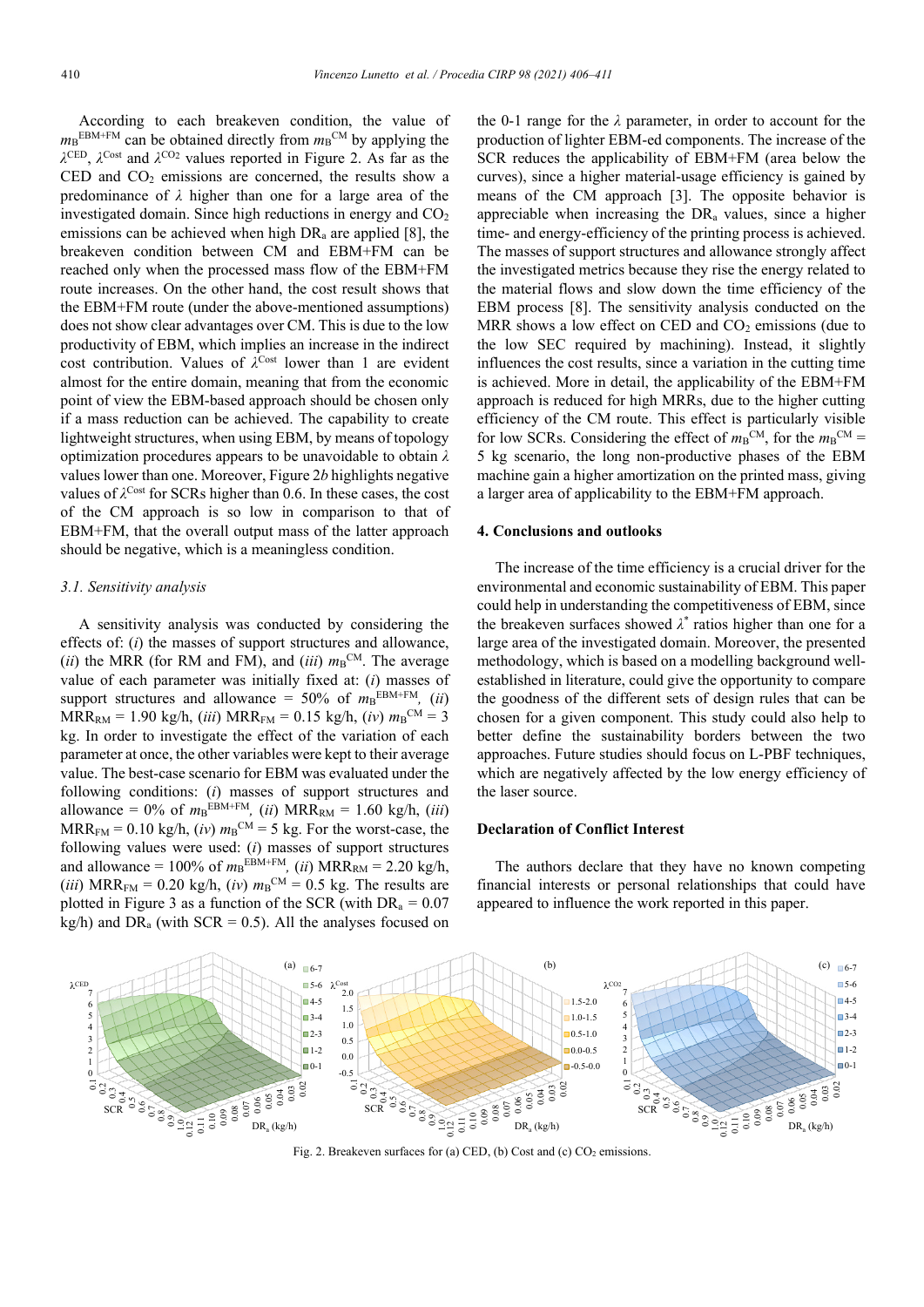According to each breakeven condition, the value of $m_B^{EBM+FM}$ can be obtained directly from $m_B^{CM}$ by applying the $\lambda^{CED}$, $\lambda^{Cost}$ and $\lambda^{CO2}$ values reported in Figure 2. As far as the CED and $CO_2$ emissions are concerned, the results show a predominance of $\lambda$ higher than one for a large area of the investigated domain. Since high reductions in energy and $CO_2$ emissions can be achieved when high $DR_a$ are applied [8], the breakeven condition between CM and EBM+FM can be reached only when the processed mass flow of the EBM+FM route increases. On the other hand, the cost result shows that the EBM+FM route (under the above-mentioned assumptions) does not show clear advantages over CM. This is due to the low productivity of EBM, which implies an increase in the indirect cost contribution. Values of $\lambda^{Cost}$ lower than 1 are evident almost for the entire domain, meaning that from the economic point of view the EBM-based approach should be chosen only if a mass reduction can be achieved. The capability to create lightweight structures, when using EBM, by means of topology optimization procedures appears to be unavoidable to obtain $\lambda$ values lower than one. Moreover, Figure 2*b* highlights negative values of $\lambda^{Cost}$ for SCRs higher than 0.6. In these cases, the cost of the CM approach is so low in comparison to that of EBM+FM, that the overall output mass of the latter approach should be negative, which is a meaningless condition.

### *3.1. Sensitivity analysis*

A sensitivity analysis was conducted by considering the effects of: (*i*) the masses of support structures and allowance, (*ii*) the MRR (for RM and FM), and (*iii*) $m_B^{CM}$. The average value of each parameter was initially fixed at: (*i*) masses of support structures and allowance = 50% of $m_B^{EBM+FM}$, (*ii*) $MRR_{RM}$ = 1.90 kg/h, (*iii*) $MRR_{FM}$ = 0.15 kg/h, (*iv*) $m_B^{CM}$ = 3 kg. In order to investigate the effect of the variation of each parameter at once, the other variables were kept to their average value. The best-case scenario for EBM was evaluated under the following conditions: (*i*) masses of support structures and allowance = 0% of $m_B^{EBM+FM}$, (*ii*) $MRR_{RM}$ = 1.60 kg/h, (*iii*) $MRR_{FM}$ = 0.10 kg/h, (*iv*) $m_B^{CM}$ = 5 kg. For the worst-case, the following values were used: (*i*) masses of support structures and allowance = 100% of $m_B^{EBM+FM}$, (*ii*) $MRR_{RM}$ = 2.20 kg/h, (*iii*) $MRR_{FM}$ = 0.20 kg/h, (*iv*) $m_B^{CM}$ = 0.5 kg. The results are plotted in Figure 3 as a function of the SCR (with $DR_a$ = 0.07 kg/h) and $DR_a$ (with SCR = 0.5). All the analyses focused on the 0-1 range for the $\lambda$ parameter, in order to account for the production of lighter EBM-ed components. The increase of the SCR reduces the applicability of EBM+FM (area below the curves), since a higher material-usage efficiency is gained by means of the CM approach [3]. The opposite behavior is appreciable when increasing the $DR_a$ values, since a higher time- and energy-efficiency of the printing process is achieved. The masses of support structures and allowance strongly affect the investigated metrics because they rise the energy related to the material flows and slow down the time efficiency of the EBM process [8]. The sensitivity analysis conducted on the MRR shows a low effect on CED and $CO_2$ emissions (due to the low SEC required by machining). Instead, it slightly influences the cost results, since a variation in the cutting time is achieved. More in detail, the applicability of the EBM+FM approach is reduced for high MRRs, due to the higher cutting efficiency of the CM route. This effect is particularly visible for low SCRs. Considering the effect of $m_B^{CM}$, for the $m_B^{CM}$ = 5 kg scenario, the long non-productive phases of the EBM machine gain a higher amortization on the printed mass, giving a larger area of applicability to the EBM+FM approach.

## 4. Conclusions and outlooks

The increase of the time efficiency is a crucial driver for the environmental and economic sustainability of EBM. This paper could help in understanding the competitiveness of EBM, since the breakeven surfaces showed $\lambda^*$ ratios higher than one for a large area of the investigated domain. Moreover, the presented methodology, which is based on a modelling background well-established in literature, could give the opportunity to compare the goodness of the different sets of design rules that can be chosen for a given component. This study could also help to better define the sustainability borders between the two approaches. Future studies should focus on L-PBF techniques, which are negatively affected by the low energy efficiency of the laser source.

## Declaration of Conflict Interest

The authors declare that they have no known competing financial interests or personal relationships that could have appeared to influence the work reported in this paper.

Fig. 2. Breakeven surfaces for (a) CED, (b) Cost and (c) $CO_2$ emissions.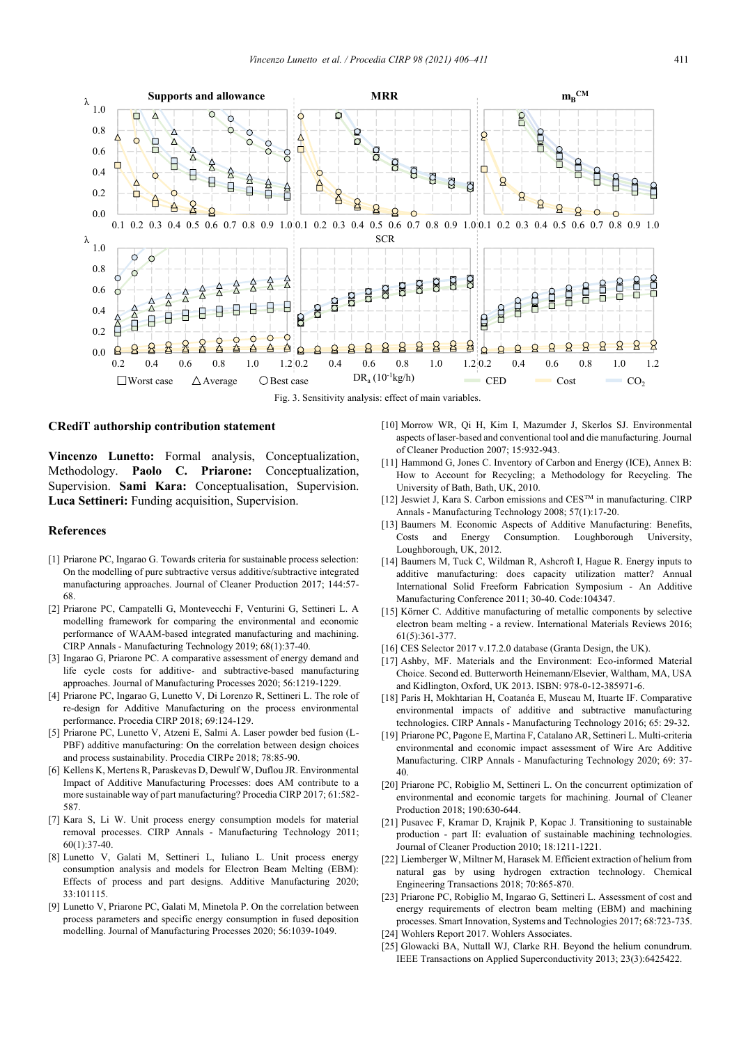Supports and allowance

MRR

$m_B^{CM}$

λ

1.0

0.8

0.6

0.4

0.2

0.0

0.1 0.2 0.3 0.4 0.5 0.6 0.7 0.8 0.9 1.0 0.1 0.2 0.3 0.4 0.5 0.6 0.7 0.8 0.9 1.0 0.1 0.2 0.3 0.4 0.5 0.6 0.7 0.8 0.9 1.0

SCR

λ

1.0

0.8

0.6

0.4

0.2

0.0

0.2 0.4 0.6 0.8 1.0 1.2 0.2 0.4 0.6 0.8 1.0 1.2 0.2 0.4 0.6 0.8 1.0 1.2

$DR_a$ ($10^{-1}$kg/h)

□ Worst case △ Average ○ Best case CED Cost $CO_2$

Fig. 3. Sensitivity analysis: effect of main variables.

### CRediT authorship contribution statement

**Vincenzo Lunetto:** Formal analysis, Conceptualization, Methodology. **Paolo C. Priarone:** Conceptualization, Supervision. **Sami Kara:** Conceptualisation, Supervision. **Luca Settineri:** Funding acquisition, Supervision.

### References

[1] Priarone PC, Ingarao G. Towards criteria for sustainable process selection: On the modelling of pure subtractive versus additive/subtractive integrated manufacturing approaches. Journal of Cleaner Production 2017; 144:57-68.

[2] Priarone PC, Campatelli G, Montevecchi F, Venturini G, Settineri L. A modelling framework for comparing the environmental and economic performance of WAAM-based integrated manufacturing and machining. CIRP Annals - Manufacturing Technology 2019; 68(1):37-40.

[3] Ingarao G, Priarone PC. A comparative assessment of energy demand and life cycle costs for additive- and subtractive-based manufacturing approaches. Journal of Manufacturing Processes 2020; 56:1219-1229.

[4] Priarone PC, Ingarao G, Lunetto V, Di Lorenzo R, Settineri L. The role of re-design for Additive Manufacturing on the process environmental performance. Procedia CIRP 2018; 69:124-129.

[5] Priarone PC, Lunetto V, Atzeni E, Salmi A. Laser powder bed fusion (L-PBF) additive manufacturing: On the correlation between design choices and process sustainability. Procedia CIRPe 2018; 78:85-90.

[6] Kellens K, Mertens R, Paraskevas D, Dewulf W, Duflou JR. Environmental Impact of Additive Manufacturing Processes: does AM contribute to a more sustainable way of part manufacturing? Procedia CIRP 2017; 61:582-587.

[7] Kara S, Li W. Unit process energy consumption models for material removal processes. CIRP Annals - Manufacturing Technology 2011; 60(1):37-40.

[8] Lunetto V, Galati M, Settineri L, Iuliano L. Unit process energy consumption analysis and models for Electron Beam Melting (EBM): Effects of process and part designs. Additive Manufacturing 2020; 33:101115.

[9] Lunetto V, Priarone PC, Galati M, Minetola P. On the correlation between process parameters and specific energy consumption in fused deposition modelling. Journal of Manufacturing Processes 2020; 56:1039-1049.

[10] Morrow WR, Qi H, Kim I, Mazumder J, Skerlos SJ. Environmental aspects of laser-based and conventional tool and die manufacturing. Journal of Cleaner Production 2007; 15:932-943.

[11] Hammond G, Jones C. Inventory of Carbon and Energy (ICE), Annex B: How to Account for Recycling; a Methodology for Recycling. The University of Bath, Bath, UK, 2010.

[12] Jeswiet J, Kara S. Carbon emissions and CES™ in manufacturing. CIRP Annals - Manufacturing Technology 2008; 57(1):17-20.

[13] Baumers M. Economic Aspects of Additive Manufacturing: Benefits, Costs and Energy Consumption. Loughborough University, Loughborough, UK, 2012.

[14] Baumers M, Tuck C, Wildman R, Ashcroft I, Hague R. Energy inputs to additive manufacturing: does capacity utilization matter? Annual International Solid Freeform Fabrication Symposium - An Additive Manufacturing Conference 2011; 30-40. Code:104347.

[15] Körner C. Additive manufacturing of metallic components by selective electron beam melting - a review. International Materials Reviews 2016; 61(5):361-377.

[16] CES Selector 2017 v.17.2.0 database (Granta Design, the UK).

[17] Ashby, MF. Materials and the Environment: Eco-informed Material Choice. Second ed. Butterworth Heinemann/Elsevier, Waltham, MA, USA and Kidlington, Oxford, UK 2013. ISBN: 978-0-12-385971-6.

[18] Paris H, Mokhtarian H, Coatanéa E, Museau M, Ituarte IF. Comparative environmental impacts of additive and subtractive manufacturing technologies. CIRP Annals - Manufacturing Technology 2016; 65: 29-32.

[19] Priarone PC, Pagone E, Martina F, Catalano AR, Settineri L. Multi-criteria environmental and economic impact assessment of Wire Arc Additive Manufacturing. CIRP Annals - Manufacturing Technology 2020; 69: 37-40.

[20] Priarone PC, Robiglio M, Settineri L. On the concurrent optimization of environmental and economic targets for machining. Journal of Cleaner Production 2018; 190:630-644.

[21] Pusavec F, Kramar D, Krajnik P, Kopac J. Transitioning to sustainable production - part II: evaluation of sustainable machining technologies. Journal of Cleaner Production 2010; 18:1211-1221.

[22] Liemberger W, Miltner M, Harasek M. Efficient extraction of helium from natural gas by using hydrogen extraction technology. Chemical Engineering Transactions 2018; 70:865-870.

[23] Priarone PC, Robiglio M, Ingarao G, Settineri L. Assessment of cost and energy requirements of electron beam melting (EBM) and machining processes. Smart Innovation, Systems and Technologies 2017; 68:723-735.

[24] Wohlers Report 2017. Wohlers Associates.

[25] Glowacki BA, Nuttall WJ, Clarke RH. Beyond the helium conundrum. IEEE Transactions on Applied Superconductivity 2013; 23(3):6425422.